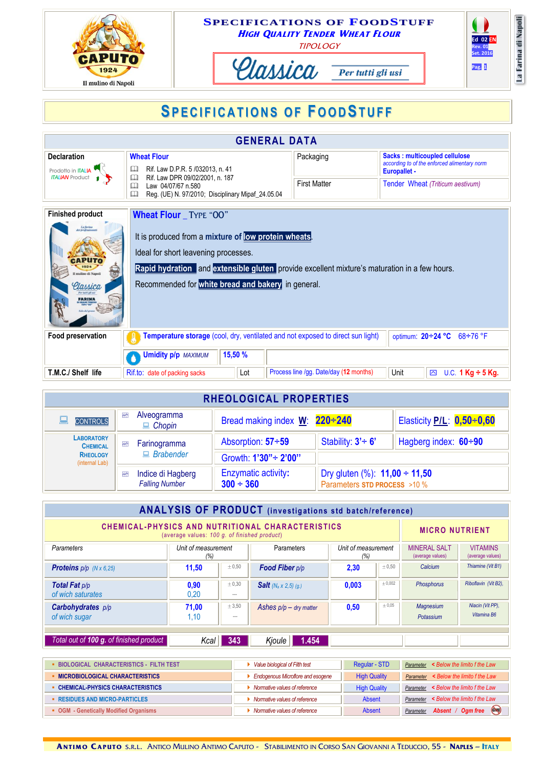CAPUTO 1924
Il mulino di Napoli

# Specifications of Foodstuff

**High Quality Tender Wheat Flour**

TIPOLOGY

**Classica** — *Per tutti gli usi*

Ed 02 EN
Rev. 01
Set. 2016

La Farina di Napoli

## Specifications of Foodstuff

## GENERAL DATA

| Declaration | Wheat Flour | Packaging | Sacks : multicoupled cellulose *according to of the enforced alimentary norm* Europallet - |
|---|---|---|---|
| Prodotto in ITALIA / ITALIAN Product | Rif. Law D.P.R. 5 /032013, n. 41<br>Rif. Law DPR 09/02/2001, n. 187<br>Law 04/07/67 n.580<br>Reg. (UE) N. 97/2010; Disciplinary Mipaf_24.05.04 | First Matter | Tender Wheat (*Triticum aestivum*) |

**Finished product**

**Wheat Flour _ Type "00"**

It is produced from a **mixture of low protein wheats**.

Ideal for short leavening processes.

**Rapid hydration** and **extensible gluten** provide excellent mixture's maturation in a few hours.

Recommended for **white bread and bakery** in general.

| Food preservation | **Temperature storage** (cool, dry, ventilated and not exposed to direct sun light) | optimum: **20÷24 °C** 68÷76 °F |
|---|---|---|
| | **Umidity p/p** *MAXIMUM* | **15,50 %** |

| T.M.C./ Shelf life | Rif.to: date of packing sacks | Lot | Process line /gg. Date/day (12 months) | Unit | U.C. **1 Kg ÷ 5 Kg.** |
|---|---|---|---|---|---|

## RHEOLOGICAL PROPERTIES

| CONTROLS | Alveogramma *Chopin* | Bread making index **W**: **220÷240** | | Elasticity **P/L**: **0,50÷0,60** |
|---|---|---|---|---|
| Laboratory Chemical Rheology (internal Lab) | Farinogramma *Brabender* | Absorption: **57÷59** | Stability: **3'÷ 6'** | Hagberg index: **60÷90** |
| | | Growth: **1'30"÷ 2'00"** | | |
| | Indice di Hagberg *Falling Number* | Enzymatic activity: **300 ÷ 360** | Dry gluten (%): **11,00 ÷ 11,50** Parameters STD PROCESS >10 % | |

## ANALYSIS OF PRODUCT (investigations std batch/reference)

**CHEMICAL-PHYSICS AND NUTRITIONAL CHARACTERISTICS** (average values: *100 g. of finished product*) — **MICRO NUTRIENT**

| Parameters | Unit of measurement (%) | | Parameters | Unit of measurement (%) | | MINERAL SALT (average values) | VITAMINS (average values) |
|---|---|---|---|---|---|---|---|
| **Proteins** p/p (N x 6,25) | **11,50** | ± 0,50 | **Food Fiber** p/p | **2,30** | ± 0,50 | Calcium | Thiamine (Vit B1) |
| **Total Fat** p/p<br>of wich saturates | **0,90**<br>0,20 | ± 0,30<br>--- | **Salt** ($N_a$ x 2,5) (g.) | **0,003** | ± 0,002 | Phosphorus | Riboflavin (Vit B2), |
| **Carbohydrates** p/p<br>of wich sugar | **71,00**<br>1,10 | ± 3,50<br>--- | Ashes p/p – dry matter | **0,50** | ± 0,05 | Magnesium<br>Potassium | Niacin (Vit PP),<br>Vitamina B6 |
| Total out of **100 g.** of finished product | Kcal | **343** | Kjoule | **1.454** | | | |

| | | | |
|---|---|---|---|
| BIOLOGICAL CHARACTERISTICS - FILTH TEST | Value biological of Filth test | Regular - STD | Parameter < Below the limito f the Law |
| MICROBIOLOGICAL CHARACTERISTICS | Endogenous Microflore and esogene | High Quality | Parameter < Below the limito f the Law |
| CHEMICAL-PHYSICS CHARACTERISTICS | Normative values of reference | High Quality | Parameter < Below the limito f the Law |
| RESIDUES AND MICRO-PARTICLES | Normative values of reference | Absent | Parameter < Below the limito f the Law |
| OGM - Genetically Modified Organisms | Normative values of reference | Absent | Parameter **Absent / Ogm free** |

Antimo Caputo s.r.l. Antico Mulino Antimo Caputo - Stabilimento in Corso San Giovanni a Teduccio, 55 - Naples – Italy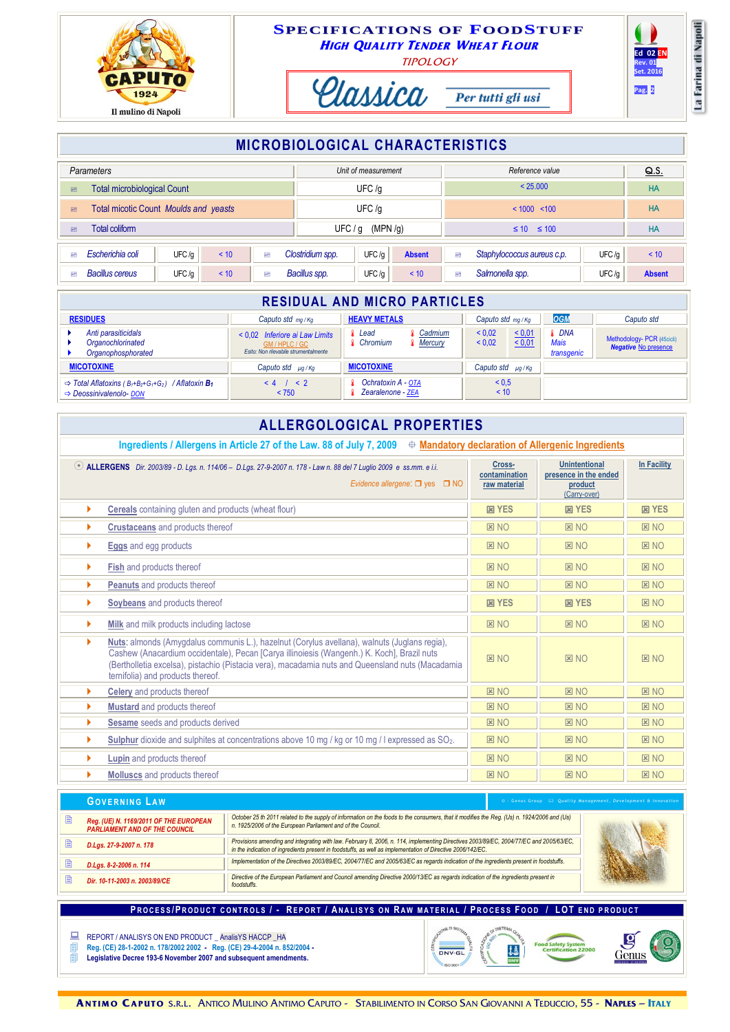CAPUTO 1924

Il mulino di Napoli

# SPECIFICATIONS OF FOODSTUFF

## HIGH QUALITY TENDER WHEAT FLOUR

TIPOLOGY

**Classica** — Per tutti gli usi

Ed 02 EN
Rev. 01
Set. 2016

La Farina di Napoli

## MICROBIOLOGICAL CHARACTERISTICS

| Parameters | Unit of measurement | Reference value | Q.S. |
|---|---|---|---|
| Total microbiological Count | UFC /g | < 25.000 | HA |
| Total micotic Count Moulds and yeasts | UFC /g | < 1000 <100 | HA |
| Total coliform | UFC / g (MPN /g) | ≤ 10 ≤ 100 | HA |

| | | | | | | | | |
|---|---|---|---|---|---|---|---|---|
| Escherichia coli | UFC /g | < 10 | Clostridium spp. | UFC /g | Absent | Staphylococcus aureus c.p. | UFC /g | < 10 |
| Bacillus cereus | UFC /g | < 10 | Bacillus spp. | UFC /g | < 10 | Salmonella spp. | UFC /g | Absent |

## RESIDUAL AND MICRO PARTICLES

| RESIDUES | Caputo std mg / Kg | HEAVY METALS | Caputo std mg / Kg | OGM | Caputo std |
|---|---|---|---|---|---|
| Anti parassiticidals; Organochlorinated; Organophosphorated | < 0,02 Inferiore ai Law Limits; GM / HPLC / GC; Esito: Non rilevabile strumentalmente | Lead; Chromium; Cadmium; Mercury | < 0,02; < 0,02; < 0,01; < 0,01 | DNA Mais transgenic | Methodology- PCR (45cicli) Negative No presence |
| **MICOTOXINE** | Caputo std µg / Kg | **MICOTOXINE** | Caputo std µg / Kg | | |
| Total Aflatoxins ( $B_1+B_2+G_1+G_2$ ) / Aflatoxin $B_1$; Deossinivalenolo- DON | < 4 / < 2; < 750 | Ochratoxin A - OTA; Zearalenone - ZEA | < 0,5; < 10 | | |

## ALLERGOLOGICAL PROPERTIES

Ingredients / Allergens in Article 27 of the Law. 88 of July 7, 2009 — Mandatory declaration of Allergenic Ingredients

**ALLERGENS** Dir. 2003/89 - D. Lgs. n. 114/06 – D.Lgs. 27-9-2007 n. 178 - Law n. 88 del 7 Luglio 2009 e ss.mm. e i.i.

Evidence allergene: ☐ yes ☐ NO

| Allergen | Cross-contamination raw material | Unintentional presence in the ended product (Carry-over) | In Facility |
|---|---|---|---|
| Cereals containing gluten and products (wheat flour) | YES | YES | YES |
| Crustaceans and products thereof | NO | NO | NO |
| Eggs and egg products | NO | NO | NO |
| Fish and products thereof | NO | NO | NO |
| Peanuts and products thereof | NO | NO | NO |
| Soybeans and products thereof | YES | YES | NO |
| Milk and milk products including lactose | NO | NO | NO |
| Nuts: almonds (Amygdalus communis L.), hazelnut (Corylus avellana), walnuts (Juglans regia), Cashew (Anacardium occidentale), Pecan [Carya illinoiesis (Wangenh.) K. Koch], Brazil nuts (Bertholletia excelsa), pistachio (Pistacia vera), macadamia nuts and Queensland nuts (Macadamia temifolia) and products thereof. | NO | NO | NO |
| Celery and products thereof | NO | NO | NO |
| Mustard and products thereof | NO | NO | NO |
| Sesame seeds and products derived | NO | NO | NO |
| Sulphur dioxide and sulphites at concentrations above 10 mg / kg or 10 mg / l expressed as $SO_2$. | NO | NO | NO |
| Lupin and products thereof | NO | NO | NO |
| Molluscs and products thereof | NO | NO | NO |

## GOVERNING LAW

© - Genus Group — Quality Management, Development & Innovation

| | |
|---|---|
| Reg. (UE) N. 1169/2011 OF THE EUROPEAN PARLIAMENT AND OF THE COUNCIL | October 25 th 2011 related to the supply of information on the foods to the consumers, that it modifies the Reg. (Us) n. 1924/2006 and (Us) n. 1925/2006 of the European Parliament and of the Council. |
| D.Lgs. 27-9-2007 n. 178 | Provisions amending and integrating with law. February 8, 2006, n. 114, implementing Directives 2003/89/EC, 2004/77/EC and 2005/63/EC, in the indication of ingredients present in foodstuffs, as well as implementation of Directive 2006/142/EC. |
| D.Lgs. 8-2-2006 n. 114 | Implementation of the Directives 2003/89/EC, 2004/77/EC and 2005/63/EC as regards indication of the ingredients present in foodstuffs. |
| Dir. 10-11-2003 n. 2003/89/CE | Directive of the European Parliament and Council amending Directive 2000/13/EC as regards indication of the ingredients present in foodstuffs. |

## PROCESS/PRODUCT CONTROLS / - REPORT / ANALISYS ON RAW MATERIAL / PROCESS FOOD / LOT END PRODUCT

REPORT / ANALYSIS ON END PRODUCT _ AnalisYS HACCP _HA

Reg. (CE) 28-1-2002 n. 178/2002 2002 - Reg. (CE) 29-4-2004 n. 852/2004 -

Legislative Decree 193-6 November 2007 and subsequent amendments.

DNV-GL — Food Safety System Certification 22000 — Genus

ANTIMO CAPUTO S.R.L. ANTICO MULINO ANTIMO CAPUTO - STABILIMENTO IN CORSO SAN GIOVANNI A TEDUCCIO, 55 - NAPLES – ITALY